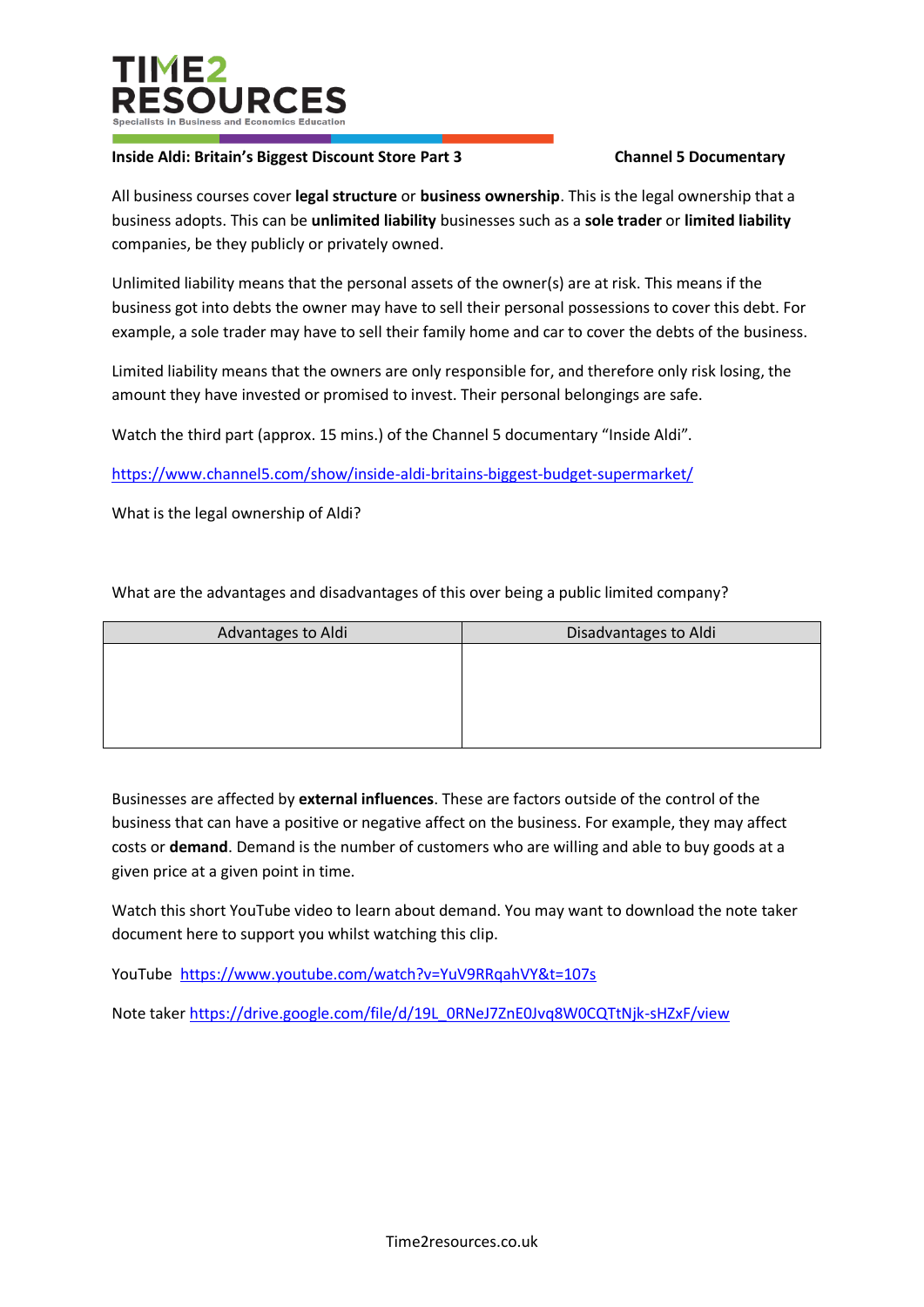# TIME2 RESOURCES

Specialists in Business and Economics Education

**Inside Aldi: Britain's Biggest Discount Store Part 3** **Channel 5 Documentary**

All business courses cover **legal structure** or **business ownership**. This is the legal ownership that a business adopts. This can be **unlimited liability** businesses such as a **sole trader** or **limited liability** companies, be they publicly or privately owned.

Unlimited liability means that the personal assets of the owner(s) are at risk. This means if the business got into debts the owner may have to sell their personal possessions to cover this debt. For example, a sole trader may have to sell their family home and car to cover the debts of the business.

Limited liability means that the owners are only responsible for, and therefore only risk losing, the amount they have invested or promised to invest. Their personal belongings are safe.

Watch the third part (approx. 15 mins.) of the Channel 5 documentary "Inside Aldi".

https://www.channel5.com/show/inside-aldi-britains-biggest-budget-supermarket/

What is the legal ownership of Aldi?

What are the advantages and disadvantages of this over being a public limited company?

| Advantages to Aldi | Disadvantages to Aldi |
|---|---|
| | |

Businesses are affected by **external influences**. These are factors outside of the control of the business that can have a positive or negative affect on the business. For example, they may affect costs or **demand**. Demand is the number of customers who are willing and able to buy goods at a given price at a given point in time.

Watch this short YouTube video to learn about demand. You may want to download the note taker document here to support you whilst watching this clip.

YouTube https://www.youtube.com/watch?v=YuV9RRqahVY&t=107s

Note taker https://drive.google.com/file/d/19L_0RNeJ7ZnE0Jvq8W0CQTtNjk-sHZxF/view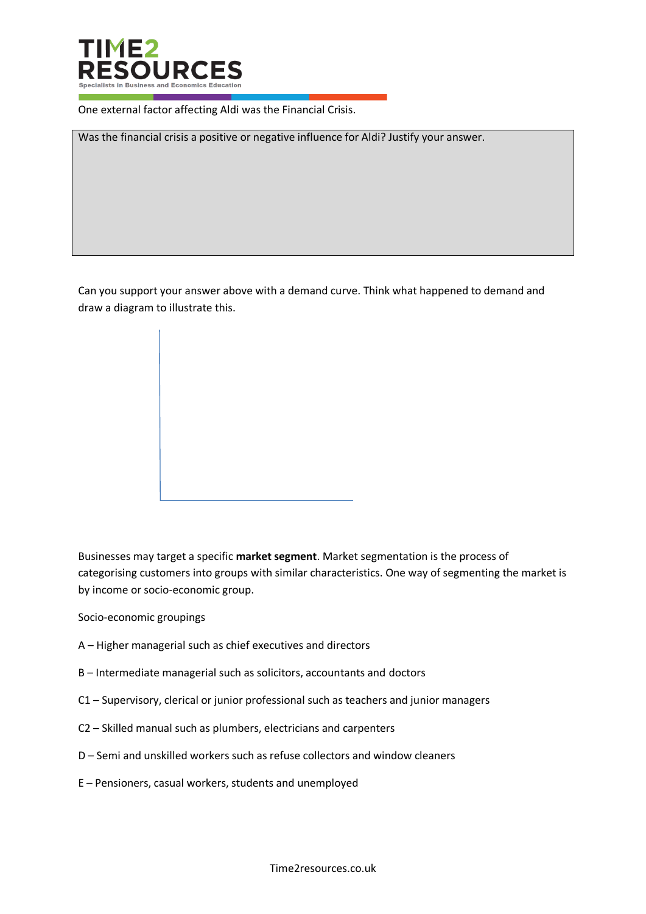One external factor affecting Aldi was the Financial Crisis.

| Was the financial crisis a positive or negative influence for Aldi? Justify your answer. |
| --- |
| |

Can you support your answer above with a demand curve. Think what happened to demand and draw a diagram to illustrate this.

Businesses may target a specific **market segment**. Market segmentation is the process of categorising customers into groups with similar characteristics. One way of segmenting the market is by income or socio-economic group.

Socio-economic groupings

A – Higher managerial such as chief executives and directors

B – Intermediate managerial such as solicitors, accountants and doctors

C1 – Supervisory, clerical or junior professional such as teachers and junior managers

C2 – Skilled manual such as plumbers, electricians and carpenters

D – Semi and unskilled workers such as refuse collectors and window cleaners

E – Pensioners, casual workers, students and unemployed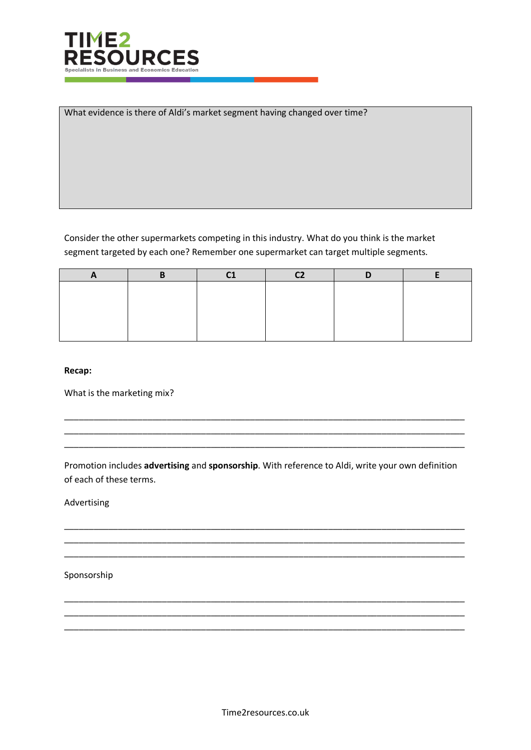What evidence is there of Aldi's market segment having changed over time?

Consider the other supermarkets competing in this industry. What do you think is the market segment targeted by each one? Remember one supermarket can target multiple segments.

| A | B | C1 | C2 | D | E |
|---|---|---|---|---|---|
| | | | | | |

**Recap:**

What is the marketing mix?

___________________________________________________________________________

___________________________________________________________________________

___________________________________________________________________________

Promotion includes **advertising** and **sponsorship**. With reference to Aldi, write your own definition of each of these terms.

Advertising

___________________________________________________________________________

___________________________________________________________________________

___________________________________________________________________________

Sponsorship

___________________________________________________________________________

___________________________________________________________________________

___________________________________________________________________________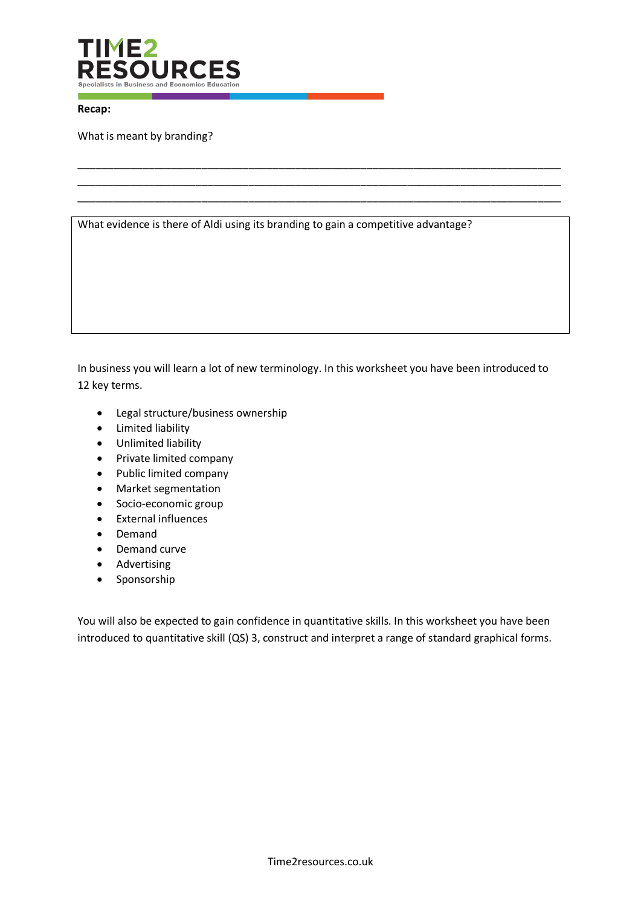**Recap:**

What is meant by branding?

________________________________________________________________________________
________________________________________________________________________________
________________________________________________________________________________

What evidence is there of Aldi using its branding to gain a competitive advantage?

In business you will learn a lot of new terminology. In this worksheet you have been introduced to 12 key terms.

- Legal structure/business ownership
- Limited liability
- Unlimited liability
- Private limited company
- Public limited company
- Market segmentation
- Socio-economic group
- External influences
- Demand
- Demand curve
- Advertising
- Sponsorship

You will also be expected to gain confidence in quantitative skills. In this worksheet you have been introduced to quantitative skill (QS) 3, construct and interpret a range of standard graphical forms.